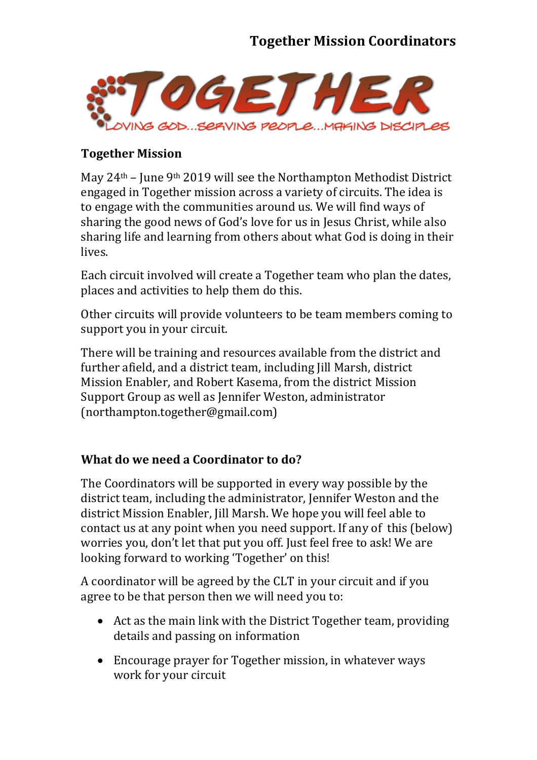# Together Mission Coordinators

TOGETHER

LOVING GOD...SERVING PEOPLE...MAKING DISCIPLES

## Together Mission

May 24th – June 9th 2019 will see the Northampton Methodist District engaged in Together mission across a variety of circuits. The idea is to engage with the communities around us. We will find ways of sharing the good news of God's love for us in Jesus Christ, while also sharing life and learning from others about what God is doing in their lives.

Each circuit involved will create a Together team who plan the dates, places and activities to help them do this.

Other circuits will provide volunteers to be team members coming to support you in your circuit.

There will be training and resources available from the district and further afield, and a district team, including Jill Marsh, district Mission Enabler, and Robert Kasema, from the district Mission Support Group as well as Jennifer Weston, administrator (northampton.together@gmail.com)

## What do we need a Coordinator to do?

The Coordinators will be supported in every way possible by the district team, including the administrator, Jennifer Weston and the district Mission Enabler, Jill Marsh. We hope you will feel able to contact us at any point when you need support. If any of this (below) worries you, don't let that put you off. Just feel free to ask! We are looking forward to working 'Together' on this!

A coordinator will be agreed by the CLT in your circuit and if you agree to be that person then we will need you to:

- Act as the main link with the District Together team, providing details and passing on information
- Encourage prayer for Together mission, in whatever ways work for your circuit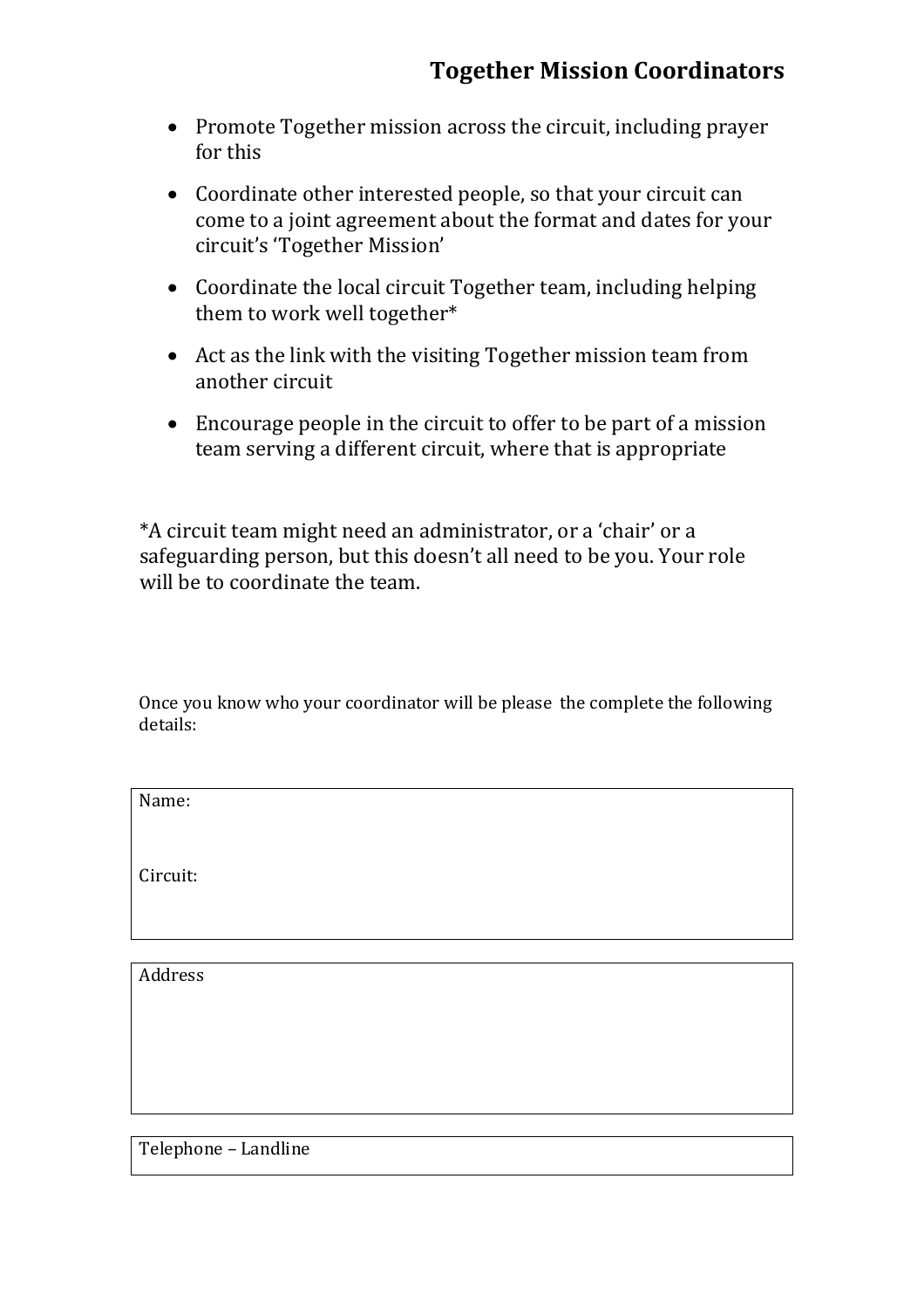## Together Mission Coordinators

- Promote Together mission across the circuit, including prayer for this
- Coordinate other interested people, so that your circuit can come to a joint agreement about the format and dates for your circuit's 'Together Mission'
- Coordinate the local circuit Together team, including helping them to work well together*
- Act as the link with the visiting Together mission team from another circuit
- Encourage people in the circuit to offer to be part of a mission team serving a different circuit, where that is appropriate

*A circuit team might need an administrator, or a 'chair' or a safeguarding person, but this doesn't all need to be you. Your role will be to coordinate the team.

Once you know who your coordinator will be please the complete the following details:

| Name:<br><br>Circuit: |
|---|

| Address |
|---|
| |

| Telephone – Landline |
|---|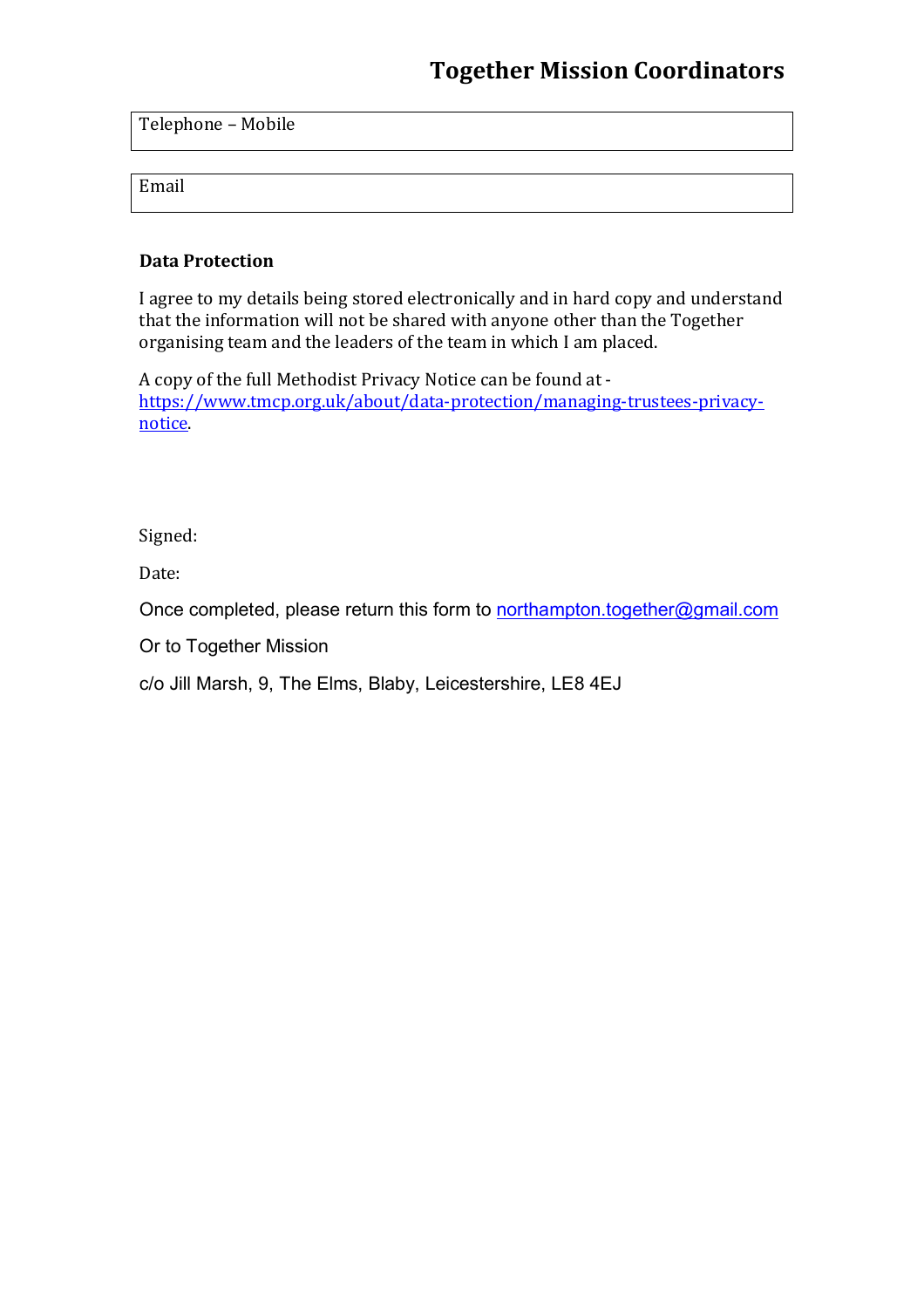## Together Mission Coordinators

| |
|---|
| Telephone – Mobile |

| |
|---|
| Email |

**Data Protection**

I agree to my details being stored electronically and in hard copy and understand that the information will not be shared with anyone other than the Together organising team and the leaders of the team in which I am placed.

A copy of the full Methodist Privacy Notice can be found at - [https://www.tmcp.org.uk/about/data-protection/managing-trustees-privacy-notice](https://www.tmcp.org.uk/about/data-protection/managing-trustees-privacy-notice).

Signed:

Date:

Once completed, please return this form to [northampton.together@gmail.com](mailto:northampton.together@gmail.com)

Or to Together Mission

c/o Jill Marsh, 9, The Elms, Blaby, Leicestershire, LE8 4EJ